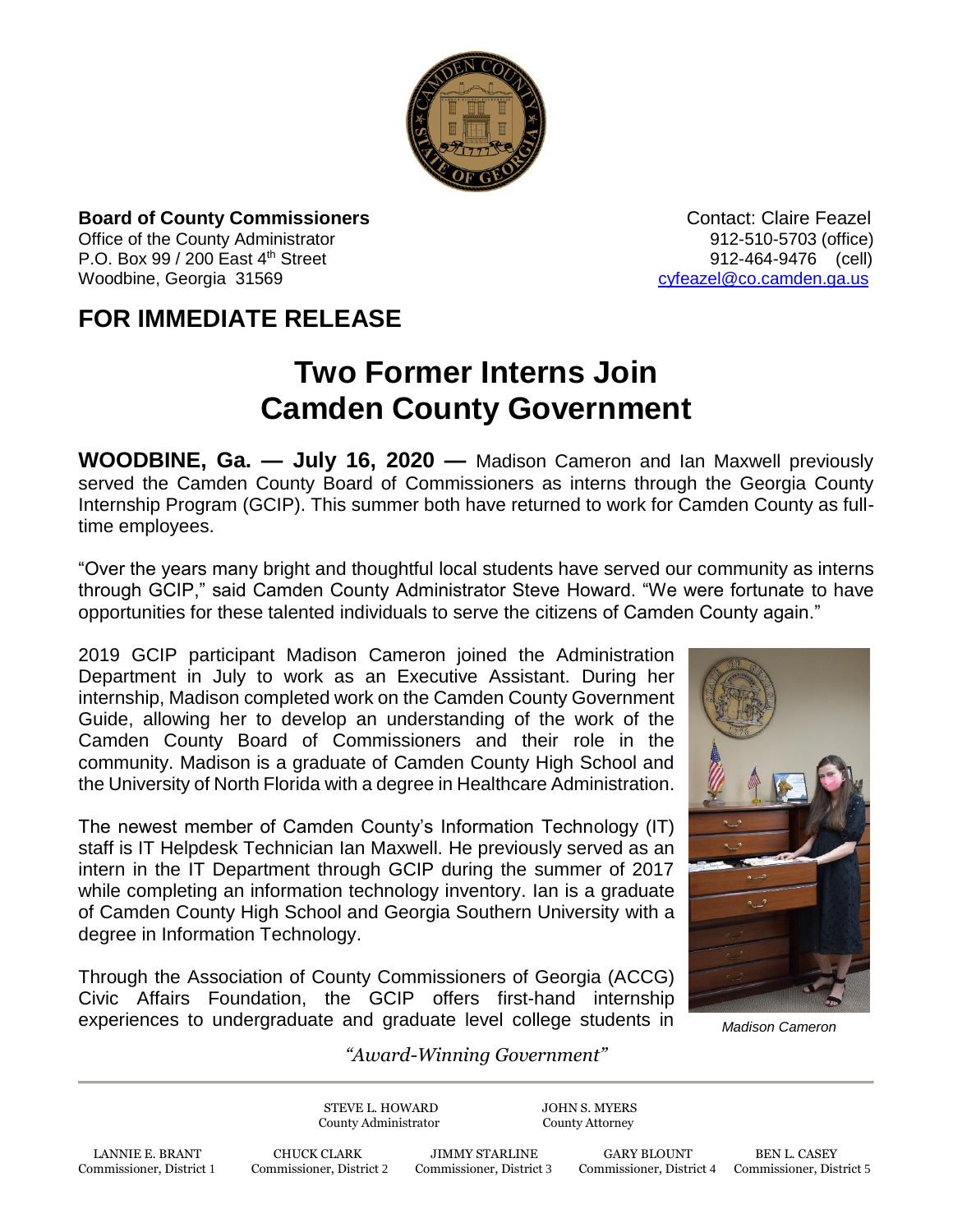**Board of County Commissioners**
Office of the County Administrator
P.O. Box 99 / 200 East 4th Street
Woodbine, Georgia 31569

Contact: Claire Feazel
912-510-5703 (office)
912-464-9476 (cell)
cyfeazel@co.camden.ga.us

## FOR IMMEDIATE RELEASE

# Two Former Interns Join Camden County Government

**WOODBINE, Ga. — July 16, 2020 —** Madison Cameron and Ian Maxwell previously served the Camden County Board of Commissioners as interns through the Georgia County Internship Program (GCIP). This summer both have returned to work for Camden County as full-time employees.

"Over the years many bright and thoughtful local students have served our community as interns through GCIP," said Camden County Administrator Steve Howard. "We were fortunate to have opportunities for these talented individuals to serve the citizens of Camden County again."

2019 GCIP participant Madison Cameron joined the Administration Department in July to work as an Executive Assistant. During her internship, Madison completed work on the Camden County Government Guide, allowing her to develop an understanding of the work of the Camden County Board of Commissioners and their role in the community. Madison is a graduate of Camden County High School and the University of North Florida with a degree in Healthcare Administration.

*Madison Cameron*

The newest member of Camden County's Information Technology (IT) staff is IT Helpdesk Technician Ian Maxwell. He previously served as an intern in the IT Department through GCIP during the summer of 2017 while completing an information technology inventory. Ian is a graduate of Camden County High School and Georgia Southern University with a degree in Information Technology.

Through the Association of County Commissioners of Georgia (ACCG) Civic Affairs Foundation, the GCIP offers first-hand internship experiences to undergraduate and graduate level college students in

*"Award-Winning Government"*

STEVE L. HOWARD, County Administrator
JOHN S. MYERS, County Attorney

LANNIE E. BRANT, Commissioner, District 1
CHUCK CLARK, Commissioner, District 2
JIMMY STARLINE, Commissioner, District 3
GARY BLOUNT, Commissioner, District 4
BEN L. CASEY, Commissioner, District 5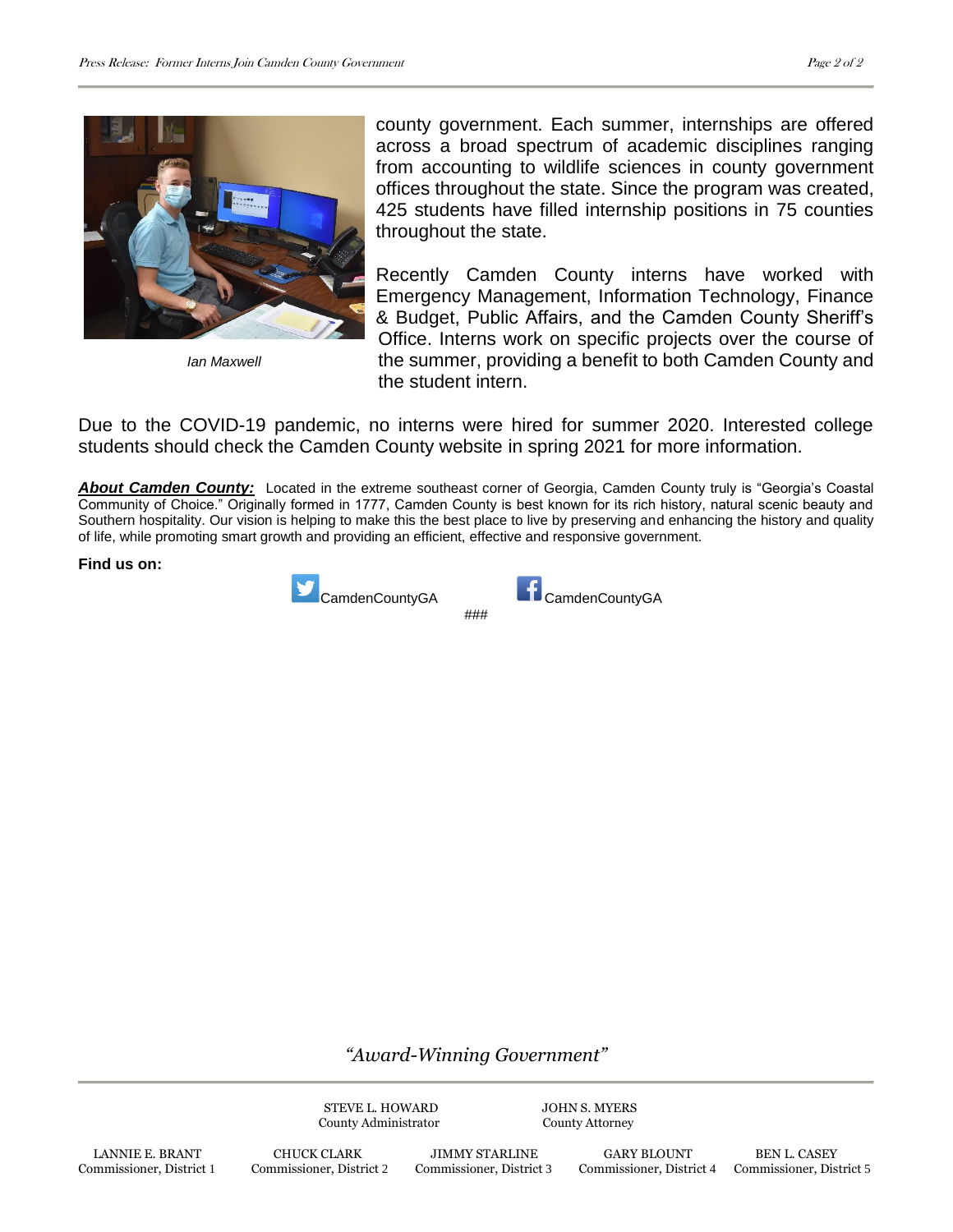county government. Each summer, internships are offered across a broad spectrum of academic disciplines ranging from accounting to wildlife sciences in county government offices throughout the state. Since the program was created, 425 students have filled internship positions in 75 counties throughout the state.

*Ian Maxwell*

Recently Camden County interns have worked with Emergency Management, Information Technology, Finance & Budget, Public Affairs, and the Camden County Sheriff's Office. Interns work on specific projects over the course of the summer, providing a benefit to both Camden County and the student intern.

Due to the COVID-19 pandemic, no interns were hired for summer 2020. Interested college students should check the Camden County website in spring 2021 for more information.

***About Camden County:*** Located in the extreme southeast corner of Georgia, Camden County truly is "Georgia's Coastal Community of Choice." Originally formed in 1777, Camden County is best known for its rich history, natural scenic beauty and Southern hospitality. Our vision is helping to make this the best place to live by preserving and enhancing the history and quality of life, while promoting smart growth and providing an efficient, effective and responsive government.

**Find us on:**

CamdenCountyGA CamdenCountyGA

###

*"Award-Winning Government"*

STEVE L. HOWARD
County Administrator

JOHN S. MYERS
County Attorney

LANNIE E. BRANT
Commissioner, District 1

CHUCK CLARK
Commissioner, District 2

JIMMY STARLINE
Commissioner, District 3

GARY BLOUNT
Commissioner, District 4

BEN L. CASEY
Commissioner, District 5